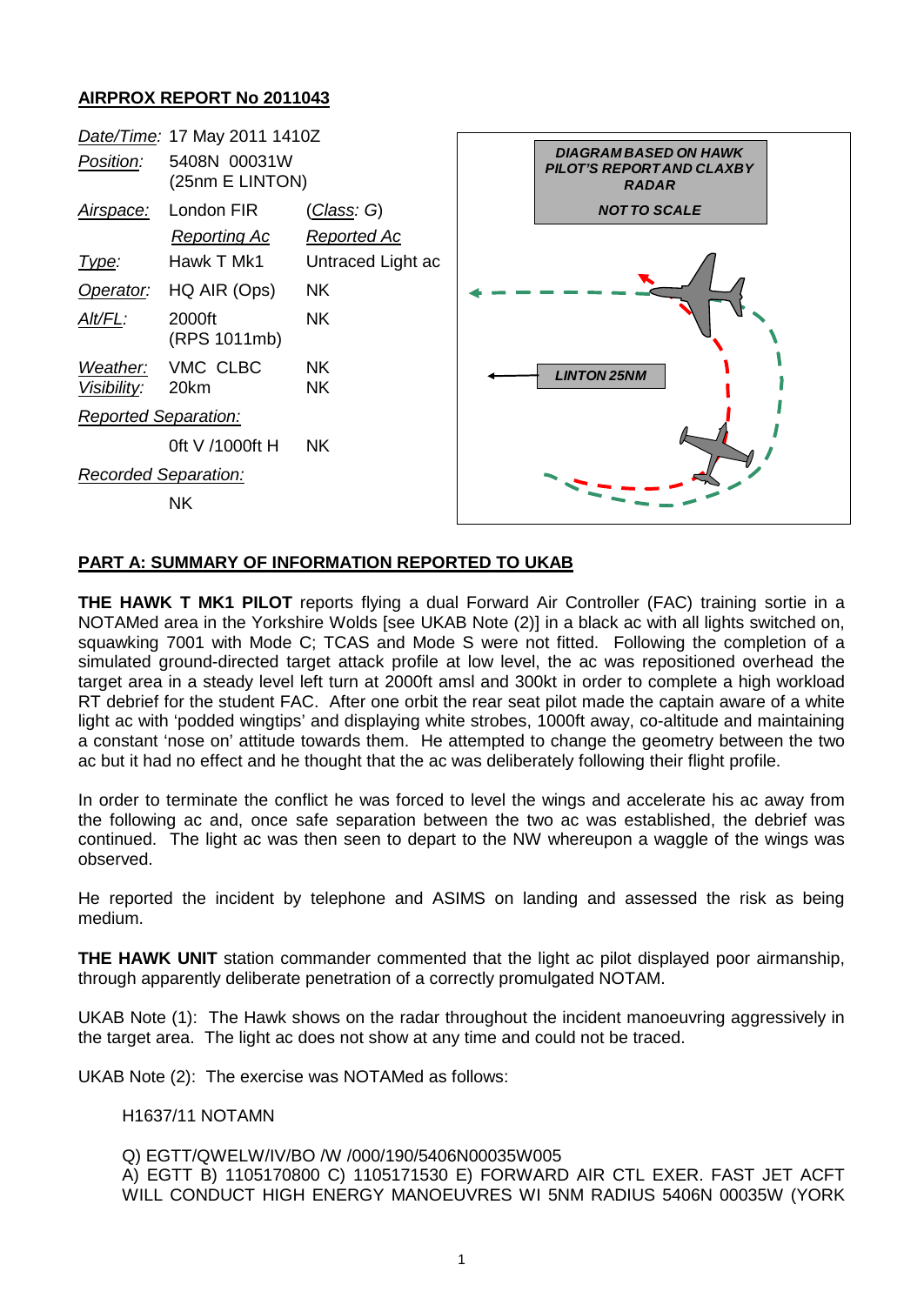## AIRPROX REPORT No 2011043

| | | |
|---|---|---|
| *Date/Time*: | 17 May 2011 1410Z | |
| *Position*: | 5408N 00031W (25nm E LINTON) | |
| *Airspace*: | London FIR | (*Class*: G) |
| | *Reporting Ac* | *Reported Ac* |
| *Type*: | Hawk T Mk1 | Untraced Light ac |
| *Operator*: | HQ AIR (Ops) | NK |
| *Alt/FL*: | 2000ft (RPS 1011mb) | NK |
| *Weather*: | VMC CLBC | NK |
| *Visibility*: | 20km | NK |
| *Reported Separation*: | | |
| | 0ft V /1000ft H | NK |
| *Recorded Separation*: | | |
| | NK | |

DIAGRAM BASED ON HAWK PILOT'S REPORT AND CLAXBY RADAR

NOT TO SCALE

LINTON 25NM

## PART A: SUMMARY OF INFORMATION REPORTED TO UKAB

**THE HAWK T MK1 PILOT** reports flying a dual Forward Air Controller (FAC) training sortie in a NOTAMed area in the Yorkshire Wolds [see UKAB Note (2)] in a black ac with all lights switched on, squawking 7001 with Mode C; TCAS and Mode S were not fitted. Following the completion of a simulated ground-directed target attack profile at low level, the ac was repositioned overhead the target area in a steady level left turn at 2000ft amsl and 300kt in order to complete a high workload RT debrief for the student FAC. After one orbit the rear seat pilot made the captain aware of a white light ac with 'podded wingtips' and displaying white strobes, 1000ft away, co-altitude and maintaining a constant 'nose on' attitude towards them. He attempted to change the geometry between the two ac but it had no effect and he thought that the ac was deliberately following their flight profile.

In order to terminate the conflict he was forced to level the wings and accelerate his ac away from the following ac and, once safe separation between the two ac was established, the debrief was continued. The light ac was then seen to depart to the NW whereupon a waggle of the wings was observed.

He reported the incident by telephone and ASIMS on landing and assessed the risk as being medium.

**THE HAWK UNIT** station commander commented that the light ac pilot displayed poor airmanship, through apparently deliberate penetration of a correctly promulgated NOTAM.

UKAB Note (1): The Hawk shows on the radar throughout the incident manoeuvring aggressively in the target area. The light ac does not show at any time and could not be traced.

UKAB Note (2): The exercise was NOTAMed as follows:

H1637/11 NOTAMN

Q) EGTT/QWELW/IV/BO /W /000/190/5406N00035W005
A) EGTT B) 1105170800 C) 1105171530 E) FORWARD AIR CTL EXER. FAST JET ACFT WILL CONDUCT HIGH ENERGY MANOEUVRES WI 5NM RADIUS 5406N 00035W (YORK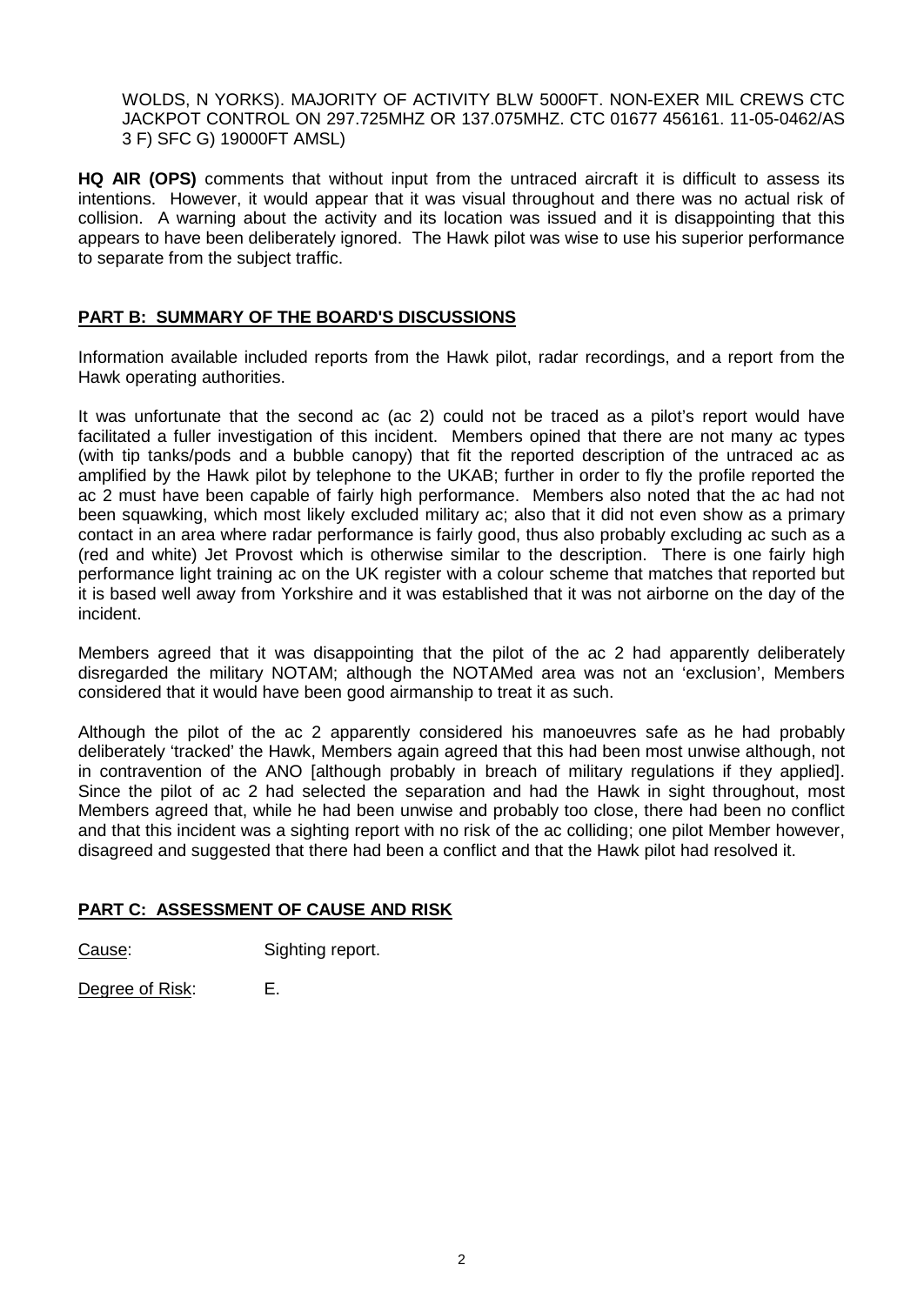WOLDS, N YORKS). MAJORITY OF ACTIVITY BLW 5000FT. NON-EXER MIL CREWS CTC JACKPOT CONTROL ON 297.725MHZ OR 137.075MHZ. CTC 01677 456161. 11-05-0462/AS 3 F) SFC G) 19000FT AMSL)

**HQ AIR (OPS)** comments that without input from the untraced aircraft it is difficult to assess its intentions. However, it would appear that it was visual throughout and there was no actual risk of collision. A warning about the activity and its location was issued and it is disappointing that this appears to have been deliberately ignored. The Hawk pilot was wise to use his superior performance to separate from the subject traffic.

## PART B: SUMMARY OF THE BOARD'S DISCUSSIONS

Information available included reports from the Hawk pilot, radar recordings, and a report from the Hawk operating authorities.

It was unfortunate that the second ac (ac 2) could not be traced as a pilot's report would have facilitated a fuller investigation of this incident. Members opined that there are not many ac types (with tip tanks/pods and a bubble canopy) that fit the reported description of the untraced ac as amplified by the Hawk pilot by telephone to the UKAB; further in order to fly the profile reported the ac 2 must have been capable of fairly high performance. Members also noted that the ac had not been squawking, which most likely excluded military ac; also that it did not even show as a primary contact in an area where radar performance is fairly good, thus also probably excluding ac such as a (red and white) Jet Provost which is otherwise similar to the description. There is one fairly high performance light training ac on the UK register with a colour scheme that matches that reported but it is based well away from Yorkshire and it was established that it was not airborne on the day of the incident.

Members agreed that it was disappointing that the pilot of the ac 2 had apparently deliberately disregarded the military NOTAM; although the NOTAMed area was not an 'exclusion', Members considered that it would have been good airmanship to treat it as such.

Although the pilot of the ac 2 apparently considered his manoeuvres safe as he had probably deliberately 'tracked' the Hawk, Members again agreed that this had been most unwise although, not in contravention of the ANO [although probably in breach of military regulations if they applied]. Since the pilot of ac 2 had selected the separation and had the Hawk in sight throughout, most Members agreed that, while he had been unwise and probably too close, there had been no conflict and that this incident was a sighting report with no risk of the ac colliding; one pilot Member however, disagreed and suggested that there had been a conflict and that the Hawk pilot had resolved it.

## PART C: ASSESSMENT OF CAUSE AND RISK

Cause: Sighting report.

Degree of Risk: E.